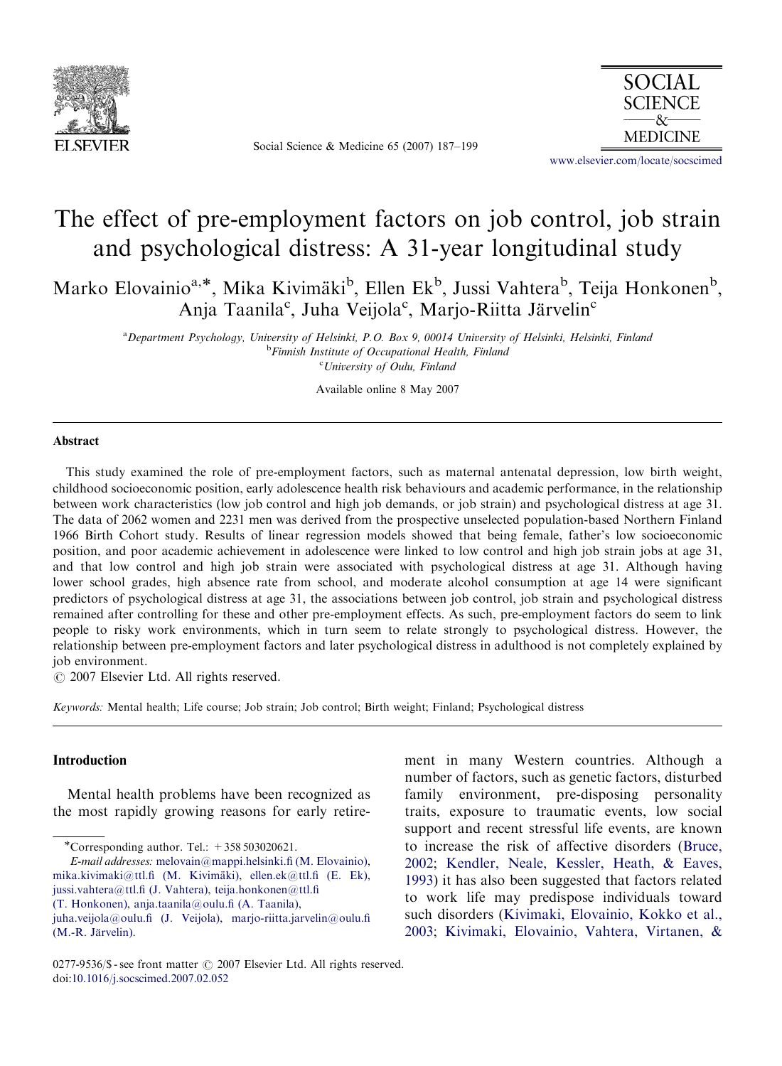# The effect of pre-employment factors on job control, job strain and psychological distress: A 31-year longitudinal study

Marko Elovainio[a,*], Mika Kivimäki[b], Ellen Ek[b], Jussi Vahtera[b], Teija Honkonen[b], Anja Taanila[c], Juha Veijola[c], Marjo-Riitta Järvelin[c]

[a]Department Psychology, University of Helsinki, P.O. Box 9, 00014 University of Helsinki, Helsinki, Finland
[b]Finnish Institute of Occupational Health, Finland
[c]University of Oulu, Finland

Available online 8 May 2007

## Abstract

This study examined the role of pre-employment factors, such as maternal antenatal depression, low birth weight, childhood socioeconomic position, early adolescence health risk behaviours and academic performance, in the relationship between work characteristics (low job control and high job demands, or job strain) and psychological distress at age 31. The data of 2062 women and 2231 men was derived from the prospective unselected population-based Northern Finland 1966 Birth Cohort study. Results of linear regression models showed that being female, father's low socioeconomic position, and poor academic achievement in adolescence were linked to low control and high job strain jobs at age 31, and that low control and high job strain were associated with psychological distress at age 31. Although having lower school grades, high absence rate from school, and moderate alcohol consumption at age 14 were significant predictors of psychological distress at age 31, the associations between job control, job strain and psychological distress remained after controlling for these and other pre-employment effects. As such, pre-employment factors do seem to link people to risky work environments, which in turn seem to relate strongly to psychological distress. However, the relationship between pre-employment factors and later psychological distress in adulthood is not completely explained by job environment.

© 2007 Elsevier Ltd. All rights reserved.

*Keywords:* Mental health; Life course; Job strain; Job control; Birth weight; Finland; Psychological distress

## Introduction

Mental health problems have been recognized as the most rapidly growing reasons for early retirement in many Western countries. Although a number of factors, such as genetic factors, disturbed family environment, pre-disposing personality traits, exposure to traumatic events, low social support and recent stressful life events, are known to increase the risk of affective disorders (Bruce, 2002; Kendler, Neale, Kessler, Heath, & Eaves, 1993) it has also been suggested that factors related to work life may predispose individuals toward such disorders (Kivimaki, Elovainio, Kokko et al., 2003; Kivimaki, Elovainio, Vahtera, Virtanen, &

*Corresponding author. Tel.: +358 503020621.
*E-mail addresses:* melovain@mappi.helsinki.fi (M. Elovainio), mika.kivimaki@ttl.fi (M. Kivimäki), ellen.ek@ttl.fi (E. Ek), jussi.vahtera@ttl.fi (J. Vahtera), teija.honkonen@ttl.fi (T. Honkonen), anja.taanila@oulu.fi (A. Taanila), juha.veijola@oulu.fi (J. Veijola), marjo-riitta.jarvelin@oulu.fi (M.-R. Järvelin).

0277-9536/$ - see front matter © 2007 Elsevier Ltd. All rights reserved.
doi:10.1016/j.socscimed.2007.02.052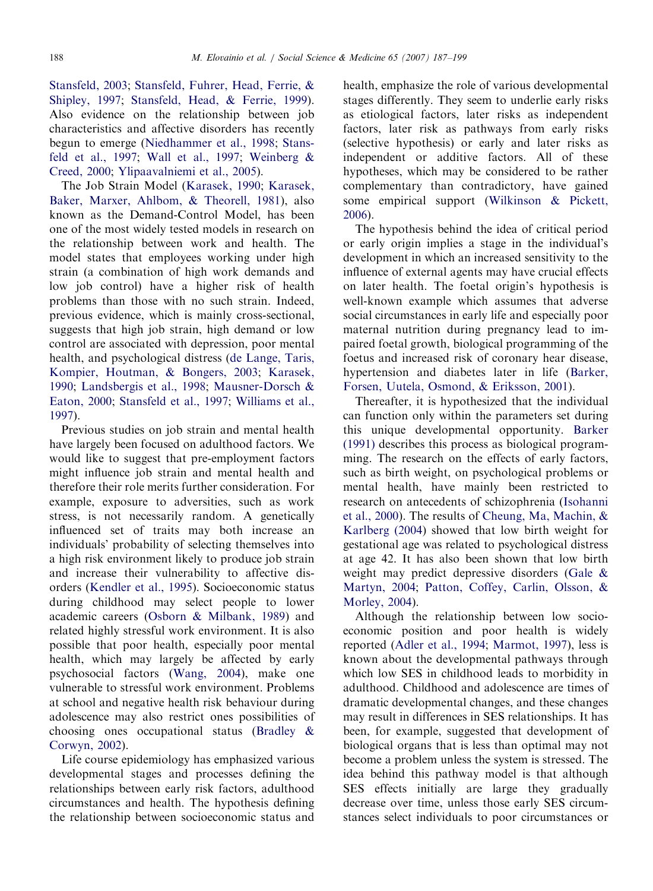Stansfeld, 2003; Stansfeld, Fuhrer, Head, Ferrie, & Shipley, 1997; Stansfeld, Head, & Ferrie, 1999). Also evidence on the relationship between job characteristics and affective disorders has recently begun to emerge (Niedhammer et al., 1998; Stansfeld et al., 1997; Wall et al., 1997; Weinberg & Creed, 2000; Ylipaavalniemi et al., 2005).

The Job Strain Model (Karasek, 1990; Karasek, Baker, Marxer, Ahlbom, & Theorell, 1981), also known as the Demand-Control Model, has been one of the most widely tested models in research on the relationship between work and health. The model states that employees working under high strain (a combination of high work demands and low job control) have a higher risk of health problems than those with no such strain. Indeed, previous evidence, which is mainly cross-sectional, suggests that high job strain, high demand or low control are associated with depression, poor mental health, and psychological distress (de Lange, Taris, Kompier, Houtman, & Bongers, 2003; Karasek, 1990; Landsbergis et al., 1998; Mausner-Dorsch & Eaton, 2000; Stansfeld et al., 1997; Williams et al., 1997).

Previous studies on job strain and mental health have largely been focused on adulthood factors. We would like to suggest that pre-employment factors might influence job strain and mental health and therefore their role merits further consideration. For example, exposure to adversities, such as work stress, is not necessarily random. A genetically influenced set of traits may both increase an individuals' probability of selecting themselves into a high risk environment likely to produce job strain and increase their vulnerability to affective disorders (Kendler et al., 1995). Socioeconomic status during childhood may select people to lower academic careers (Osborn & Milbank, 1989) and related highly stressful work environment. It is also possible that poor health, especially poor mental health, which may largely be affected by early psychosocial factors (Wang, 2004), make one vulnerable to stressful work environment. Problems at school and negative health risk behaviour during adolescence may also restrict ones possibilities of choosing ones occupational status (Bradley & Corwyn, 2002).

Life course epidemiology has emphasized various developmental stages and processes defining the relationships between early risk factors, adulthood circumstances and health. The hypothesis defining the relationship between socioeconomic status and health, emphasize the role of various developmental stages differently. They seem to underlie early risks as etiological factors, later risks as independent factors, later risk as pathways from early risks (selective hypothesis) or early and later risks as independent or additive factors. All of these hypotheses, which may be considered to be rather complementary than contradictory, have gained some empirical support (Wilkinson & Pickett, 2006).

The hypothesis behind the idea of critical period or early origin implies a stage in the individual's development in which an increased sensitivity to the influence of external agents may have crucial effects on later health. The foetal origin's hypothesis is well-known example which assumes that adverse social circumstances in early life and especially poor maternal nutrition during pregnancy lead to impaired foetal growth, biological programming of the foetus and increased risk of coronary hear disease, hypertension and diabetes later in life (Barker, Forsen, Uutela, Osmond, & Eriksson, 2001).

Thereafter, it is hypothesized that the individual can function only within the parameters set during this unique developmental opportunity. Barker (1991) describes this process as biological programming. The research on the effects of early factors, such as birth weight, on psychological problems or mental health, have mainly been restricted to research on antecedents of schizophrenia (Isohanni et al., 2000). The results of Cheung, Ma, Machin, & Karlberg (2004) showed that low birth weight for gestational age was related to psychological distress at age 42. It has also been shown that low birth weight may predict depressive disorders (Gale & Martyn, 2004; Patton, Coffey, Carlin, Olsson, & Morley, 2004).

Although the relationship between low socioeconomic position and poor health is widely reported (Adler et al., 1994; Marmot, 1997), less is known about the developmental pathways through which low SES in childhood leads to morbidity in adulthood. Childhood and adolescence are times of dramatic developmental changes, and these changes may result in differences in SES relationships. It has been, for example, suggested that development of biological organs that is less than optimal may not become a problem unless the system is stressed. The idea behind this pathway model is that although SES effects initially are large they gradually decrease over time, unless those early SES circumstances select individuals to poor circumstances or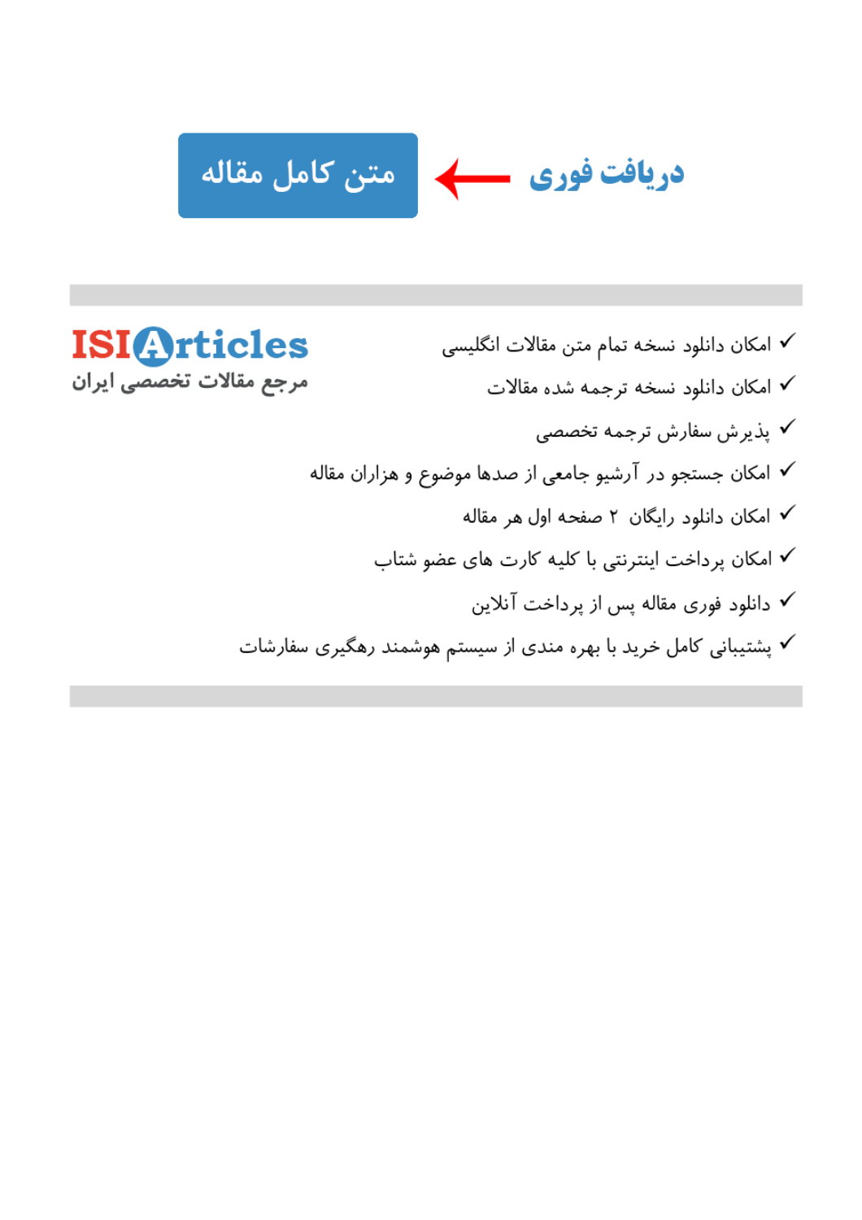دریافت فوری ← متن کامل مقاله

ISIArticles
مرجع مقالات تخصصی ایران

- ✓ امکان دانلود نسخه تمام متن مقالات انگلیسی
- ✓ امکان دانلود نسخه ترجمه شده مقالات
- ✓ پذیرش سفارش ترجمه تخصصی
- ✓ امکان جستجو در آرشیو جامعی از صدها موضوع و هزاران مقاله
- ✓ امکان دانلود رایگان ۲ صفحه اول هر مقاله
- ✓ امکان پرداخت اینترنتی با کلیه کارت های عضو شتاب
- ✓ دانلود فوری مقاله پس از پرداخت آنلاین
- ✓ پشتیبانی کامل خرید با بهره مندی از سیستم هوشمند رهگیری سفارشات